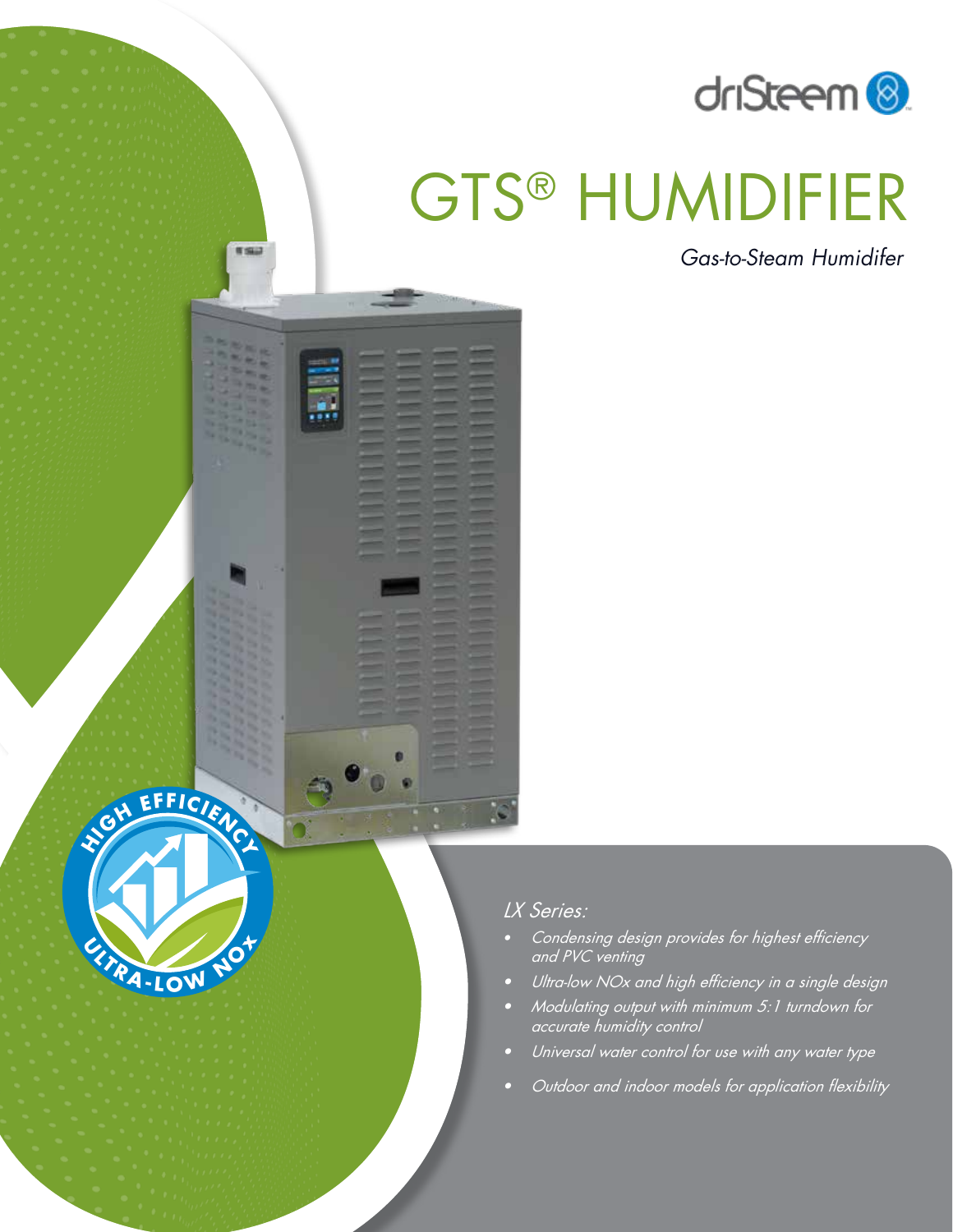# GTS® HUMIDIFIER

*Gas-to-Steam Humidifer*

HIGH EFFICIENCY

ULTRA-LOW NOX

*LX Series:*

- *Condensing design provides for highest efficiency and PVC venting*
- *Ultra-low NOx and high efficiency in a single design*
- *Modulating output with minimum 5:1 turndown for accurate humidity control*
- *Universal water control for use with any water type*
- *Outdoor and indoor models for application flexibility*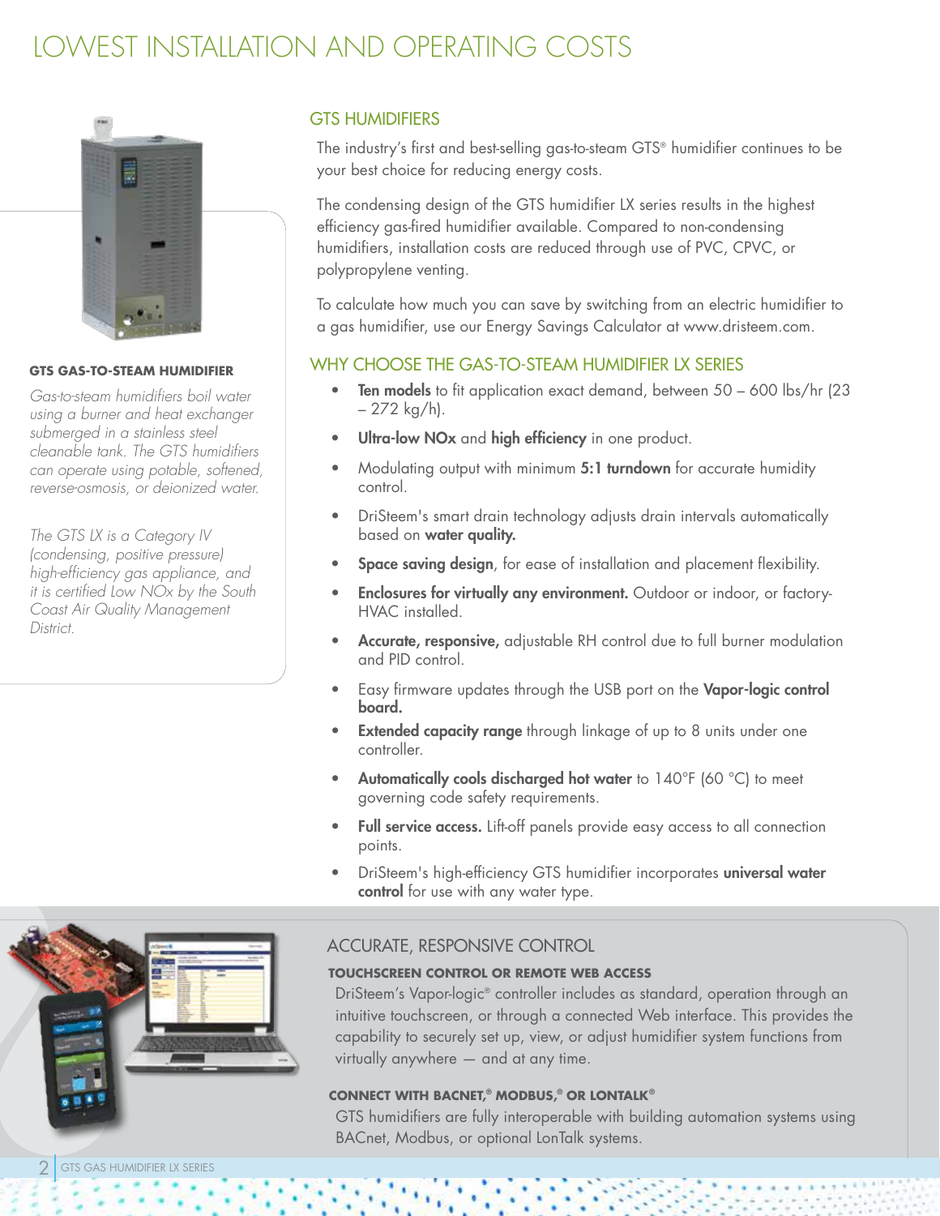# LOWEST INSTALLATION AND OPERATING COSTS

**GTS GAS-TO-STEAM HUMIDIFIER**

*Gas-to-steam humidifiers boil water using a burner and heat exchanger submerged in a stainless steel cleanable tank. The GTS humidifiers can operate using potable, softened, reverse-osmosis, or deionized water.*

*The GTS LX is a Category IV (condensing, positive pressure) high-efficiency gas appliance, and it is certified Low NOx by the South Coast Air Quality Management District.*

## GTS HUMIDIFIERS

The industry's first and best-selling gas-to-steam GTS® humidifier continues to be your best choice for reducing energy costs.

The condensing design of the GTS humidifier LX series results in the highest efficiency gas-fired humidifier available. Compared to non-condensing humidifiers, installation costs are reduced through use of PVC, CPVC, or polypropylene venting.

To calculate how much you can save by switching from an electric humidifier to a gas humidifier, use our Energy Savings Calculator at www.dristeem.com.

## WHY CHOOSE THE GAS-TO-STEAM HUMIDIFIER LX SERIES

- **Ten models** to fit application exact demand, between 50 – 600 lbs/hr (23 – 272 kg/h).
- **Ultra-low NOx** and **high efficiency** in one product.
- Modulating output with minimum **5:1 turndown** for accurate humidity control.
- DriSteem's smart drain technology adjusts drain intervals automatically based on **water quality.**
- **Space saving design**, for ease of installation and placement flexibility.
- **Enclosures for virtually any environment.** Outdoor or indoor, or factory-HVAC installed.
- **Accurate, responsive,** adjustable RH control due to full burner modulation and PID control.
- Easy firmware updates through the USB port on the **Vapor-logic control board.**
- **Extended capacity range** through linkage of up to 8 units under one controller.
- **Automatically cools discharged hot water** to 140°F (60 °C) to meet governing code safety requirements.
- **Full service access.** Lift-off panels provide easy access to all connection points.
- DriSteem's high-efficiency GTS humidifier incorporates **universal water control** for use with any water type.

## ACCURATE, RESPONSIVE CONTROL

### TOUCHSCREEN CONTROL OR REMOTE WEB ACCESS

DriSteem's Vapor-logic® controller includes as standard, operation through an intuitive touchscreen, or through a connected Web interface. This provides the capability to securely set up, view, or adjust humidifier system functions from virtually anywhere — and at any time.

### CONNECT WITH BACNET,® MODBUS,® OR LONTALK®

GTS humidifiers are fully interoperable with building automation systems using BACnet, Modbus, or optional LonTalk systems.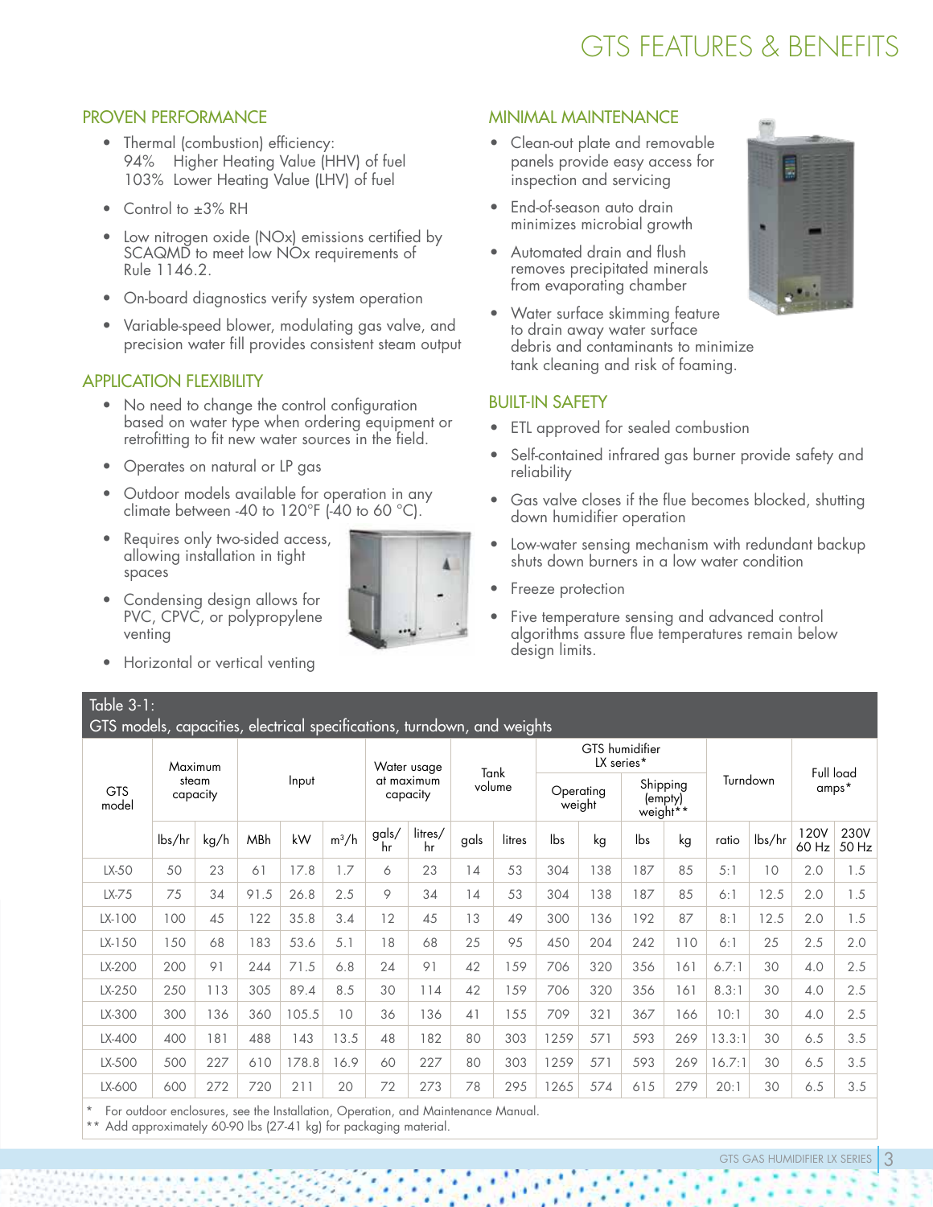# GTS FEATURES & BENEFITS

## PROVEN PERFORMANCE

- Thermal (combustion) efficiency:
  94%   Higher Heating Value (HHV) of fuel
  103%  Lower Heating Value (LHV) of fuel
- Control to ±3% RH
- Low nitrogen oxide (NOx) emissions certified by SCAQMD to meet low NOx requirements of Rule 1146.2.
- On-board diagnostics verify system operation
- Variable-speed blower, modulating gas valve, and precision water fill provides consistent steam output

## APPLICATION FLEXIBILITY

- No need to change the control configuration based on water type when ordering equipment or retrofitting to fit new water sources in the field.
- Operates on natural or LP gas
- Outdoor models available for operation in any climate between -40 to 120°F (-40 to 60 °C).
- Requires only two-sided access, allowing installation in tight spaces
- Condensing design allows for PVC, CPVC, or polypropylene venting
- Horizontal or vertical venting

## MINIMAL MAINTENANCE

- Clean-out plate and removable panels provide easy access for inspection and servicing
- End-of-season auto drain minimizes microbial growth
- Automated drain and flush removes precipitated minerals from evaporating chamber
- Water surface skimming feature to drain away water surface debris and contaminants to minimize tank cleaning and risk of foaming.

## BUILT-IN SAFETY

- ETL approved for sealed combustion
- Self-contained infrared gas burner provide safety and reliability
- Gas valve closes if the flue becomes blocked, shutting down humidifier operation
- Low-water sensing mechanism with redundant backup shuts down burners in a low water condition
- Freeze protection
- Five temperature sensing and advanced control algorithms assure flue temperatures remain below design limits.

Table 3-1:
GTS models, capacities, electrical specifications, turndown, and weights

| GTS model | Maximum steam capacity | | Input | | | Water usage at maximum capacity | | Tank volume | | GTS humidifier LX series* Operating weight | | GTS humidifier LX series* Shipping (empty) weight** | | Turndown | | Full load amps* | |
|---|---|---|---|---|---|---|---|---|---|---|---|---|---|---|---|---|---|
| | lbs/hr | kg/h | MBh | kW | $m^3/h$ | gals/hr | litres/hr | gals | litres | lbs | kg | lbs | kg | ratio | lbs/hr | 120V 60 Hz | 230V 50 Hz |
| LX-50 | 50 | 23 | 61 | 17.8 | 1.7 | 6 | 23 | 14 | 53 | 304 | 138 | 187 | 85 | 5:1 | 10 | 2.0 | 1.5 |
| LX-75 | 75 | 34 | 91.5 | 26.8 | 2.5 | 9 | 34 | 14 | 53 | 304 | 138 | 187 | 85 | 6:1 | 12.5 | 2.0 | 1.5 |
| LX-100 | 100 | 45 | 122 | 35.8 | 3.4 | 12 | 45 | 13 | 49 | 300 | 136 | 192 | 87 | 8:1 | 12.5 | 2.0 | 1.5 |
| LX-150 | 150 | 68 | 183 | 53.6 | 5.1 | 18 | 68 | 25 | 95 | 450 | 204 | 242 | 110 | 6:1 | 25 | 2.5 | 2.0 |
| LX-200 | 200 | 91 | 244 | 71.5 | 6.8 | 24 | 91 | 42 | 159 | 706 | 320 | 356 | 161 | 6.7:1 | 30 | 4.0 | 2.5 |
| LX-250 | 250 | 113 | 305 | 89.4 | 8.5 | 30 | 114 | 42 | 159 | 706 | 320 | 356 | 161 | 8.3:1 | 30 | 4.0 | 2.5 |
| LX-300 | 300 | 136 | 360 | 105.5 | 10 | 36 | 136 | 41 | 155 | 709 | 321 | 367 | 166 | 10:1 | 30 | 4.0 | 2.5 |
| LX-400 | 400 | 181 | 488 | 143 | 13.5 | 48 | 182 | 80 | 303 | 1259 | 571 | 593 | 269 | 13.3:1 | 30 | 6.5 | 3.5 |
| LX-500 | 500 | 227 | 610 | 178.8 | 16.9 | 60 | 227 | 80 | 303 | 1259 | 571 | 593 | 269 | 16.7:1 | 30 | 6.5 | 3.5 |
| LX-600 | 600 | 272 | 720 | 211 | 20 | 72 | 273 | 78 | 295 | 1265 | 574 | 615 | 279 | 20:1 | 30 | 6.5 | 3.5 |

\* For outdoor enclosures, see the Installation, Operation, and Maintenance Manual.
\*\* Add approximately 60-90 lbs (27-41 kg) for packaging material.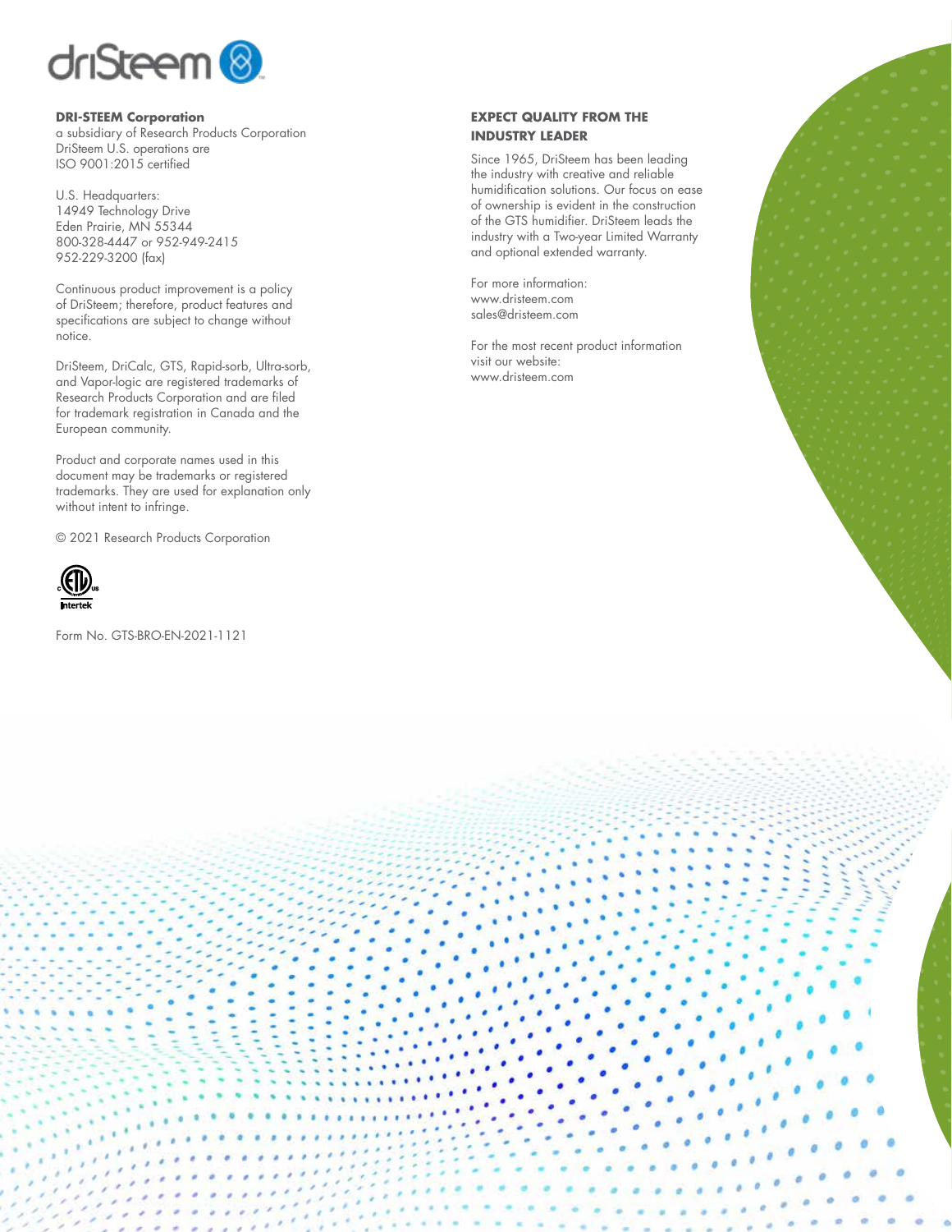**DRI-STEEM Corporation**
a subsidiary of Research Products Corporation
DriSteem U.S. operations are
ISO 9001:2015 certified

U.S. Headquarters:
14949 Technology Drive
Eden Prairie, MN 55344
800-328-4447 or 952-949-2415
952-229-3200 (fax)

Continuous product improvement is a policy of DriSteem; therefore, product features and specifications are subject to change without notice.

DriSteem, DriCalc, GTS, Rapid-sorb, Ultra-sorb, and Vapor-logic are registered trademarks of Research Products Corporation and are filed for trademark registration in Canada and the European community.

Product and corporate names used in this document may be trademarks or registered trademarks. They are used for explanation only without intent to infringe.

© 2021 Research Products Corporation

Form No. GTS-BRO-EN-2021-1121

## EXPECT QUALITY FROM THE INDUSTRY LEADER

Since 1965, DriSteem has been leading the industry with creative and reliable humidification solutions. Our focus on ease of ownership is evident in the construction of the GTS humidifier. DriSteem leads the industry with a Two-year Limited Warranty and optional extended warranty.

For more information:
www.dristeem.com
sales@dristeem.com

For the most recent product information visit our website:
www.dristeem.com